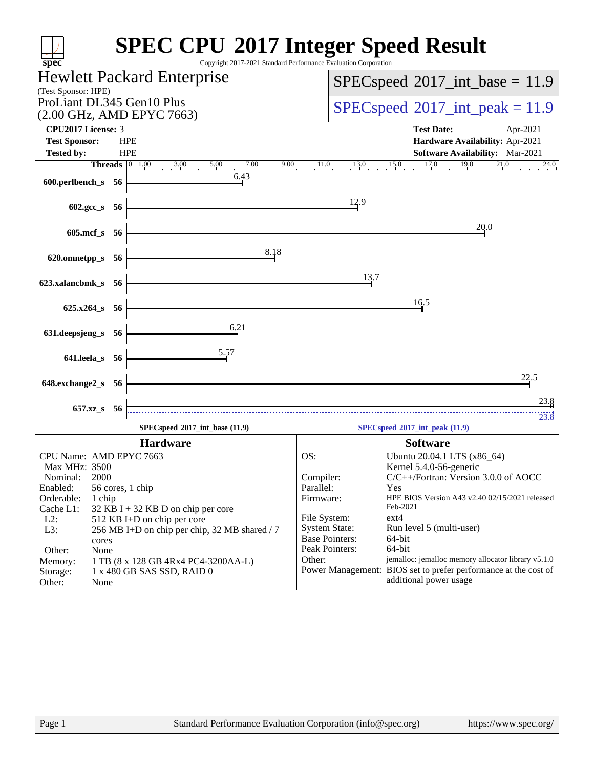# SPEC CPU 2017 Integer Speed Result

Copyright 2017-2021 Standard Performance Evaluation Corporation

## Hewlett Packard Enterprise

(Test Sponsor: HPE)

ProLiant DL345 Gen10 Plus
(2.00 GHz, AMD EPYC 7663)

**SPECspeed 2017_int_base = 11.9**

**SPECspeed 2017_int_peak = 11.9**

| | | | |
|---|---|---|---|
| **CPU2017 License:** 3 | | **Test Date:** | Apr-2021 |
| **Test Sponsor:** | HPE | **Hardware Availability:** | Apr-2021 |
| **Tested by:** | HPE | **Software Availability:** | Mar-2021 |

| Benchmark | Threads | Base | Peak |
|---|---|---|---|
| 600.perlbench_s | 56 | 6.43 | |
| 602.gcc_s | 56 | 12.9 | |
| 605.mcf_s | 56 | 20.0 | |
| 620.omnetpp_s | 56 | 8.18 | |
| 623.xalancbmk_s | 56 | 13.7 | |
| 625.x264_s | 56 | 16.5 | |
| 631.deepsjeng_s | 56 | 6.21 | |
| 641.leela_s | 56 | 5.57 | |
| 648.exchange2_s | 56 | 22.5 | |
| 657.xz_s | 56 | 23.8 | 23.8 |

SPECspeed 2017_int_base (11.9) — SPECspeed 2017_int_peak (11.9)

## Hardware

| | |
|---|---|
| CPU Name: | AMD EPYC 7663 |
| Max MHz: | 3500 |
| Nominal: | 2000 |
| Enabled: | 56 cores, 1 chip |
| Orderable: | 1 chip |
| Cache L1: | 32 KB I + 32 KB D on chip per core |
| L2: | 512 KB I+D on chip per core |
| L3: | 256 MB I+D on chip per chip, 32 MB shared / 7 cores |
| Other: | None |
| Memory: | 1 TB (8 x 128 GB 4Rx4 PC4-3200AA-L) |
| Storage: | 1 x 480 GB SAS SSD, RAID 0 |
| Other: | None |

## Software

| | |
|---|---|
| OS: | Ubuntu 20.04.1 LTS (x86_64) Kernel 5.4.0-56-generic |
| Compiler: | C/C++/Fortran: Version 3.0.0 of AOCC |
| Parallel: | Yes |
| Firmware: | HPE BIOS Version A43 v2.40 02/15/2021 released Feb-2021 |
| File System: | ext4 |
| System State: | Run level 5 (multi-user) |
| Base Pointers: | 64-bit |
| Peak Pointers: | 64-bit |
| Other: | jemalloc: jemalloc memory allocator library v5.1.0 |
| Power Management: | BIOS set to prefer performance at the cost of additional power usage |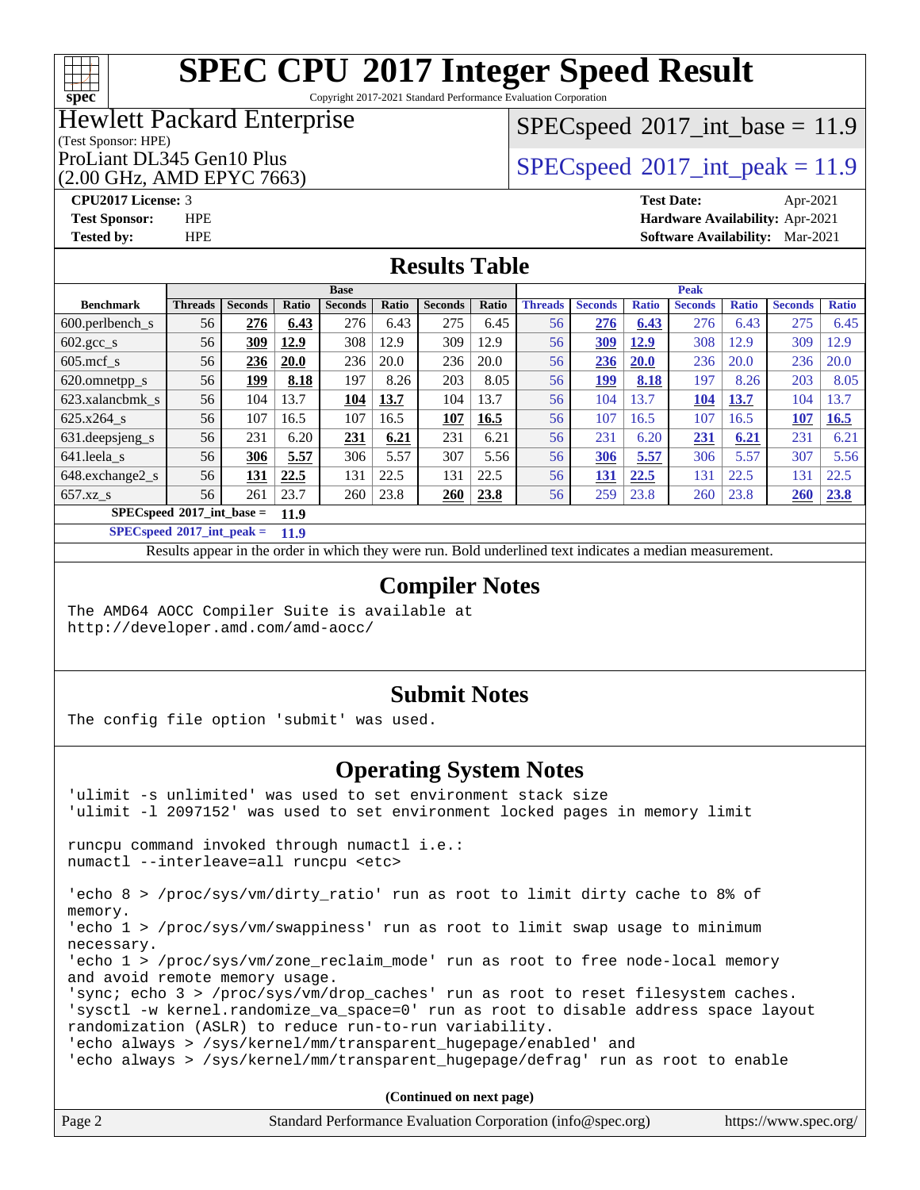# SPEC CPU 2017 Integer Speed Result

Copyright 2017-2021 Standard Performance Evaluation Corporation

**Hewlett Packard Enterprise**
(Test Sponsor: HPE)
ProLiant DL345 Gen10 Plus
(2.00 GHz, AMD EPYC 7663)

SPECspeed 2017_int_base = 11.9
SPECspeed 2017_int_peak = 11.9

**CPU2017 License:** 3
**Test Sponsor:** HPE
**Tested by:** HPE
**Test Date:** Apr-2021
**Hardware Availability:** Apr-2021
**Software Availability:** Mar-2021

## Results Table

| Benchmark | Base | | | | | | | Peak | | | | | | |
|---|---|---|---|---|---|---|---|---|---|---|---|---|---|---|
| | Threads | Seconds | Ratio | Seconds | Ratio | Seconds | Ratio | Threads | Seconds | Ratio | Seconds | Ratio | Seconds | Ratio |
| 600.perlbench_s | 56 | **276** | **6.43** | 276 | 6.43 | 275 | 6.45 | 56 | **276** | **6.43** | 276 | 6.43 | 275 | 6.45 |
| 602.gcc_s | 56 | **309** | **12.9** | 308 | 12.9 | 309 | 12.9 | 56 | **309** | **12.9** | 308 | 12.9 | 309 | 12.9 |
| 605.mcf_s | 56 | **236** | **20.0** | 236 | 20.0 | 236 | 20.0 | 56 | **236** | **20.0** | 236 | 20.0 | 236 | 20.0 |
| 620.omnetpp_s | 56 | **199** | **8.18** | 197 | 8.26 | 203 | 8.05 | 56 | **199** | **8.18** | 197 | 8.26 | 203 | 8.05 |
| 623.xalancbmk_s | 56 | 104 | 13.7 | **104** | **13.7** | 104 | 13.7 | 56 | 104 | 13.7 | **104** | **13.7** | 104 | 13.7 |
| 625.x264_s | 56 | 107 | 16.5 | 107 | 16.5 | **107** | **16.5** | 56 | 107 | 16.5 | 107 | 16.5 | **107** | **16.5** |
| 631.deepsjeng_s | 56 | 231 | 6.20 | **231** | **6.21** | 231 | 6.21 | 56 | 231 | 6.20 | **231** | **6.21** | 231 | 6.21 |
| 641.leela_s | 56 | **306** | **5.57** | 306 | 5.57 | 307 | 5.56 | 56 | **306** | **5.57** | 306 | 5.57 | 307 | 5.56 |
| 648.exchange2_s | 56 | **131** | **22.5** | 131 | 22.5 | 131 | 22.5 | 56 | **131** | **22.5** | 131 | 22.5 | 131 | 22.5 |
| 657.xz_s | 56 | 261 | 23.7 | 260 | 23.8 | **260** | **23.8** | 56 | 259 | 23.8 | 260 | 23.8 | **260** | **23.8** |

**SPECspeed 2017_int_base = 11.9**

**SPECspeed 2017_int_peak = 11.9**

Results appear in the order in which they were run. Bold underlined text indicates a median measurement.

## Compiler Notes

```
The AMD64 AOCC Compiler Suite is available at
http://developer.amd.com/amd-aocc/
```

## Submit Notes

```
The config file option 'submit' was used.
```

## Operating System Notes

```
'ulimit -s unlimited' was used to set environment stack size
'ulimit -l 2097152' was used to set environment locked pages in memory limit

runcpu command invoked through numactl i.e.:
numactl --interleave=all runcpu <etc>

'echo 8 > /proc/sys/vm/dirty_ratio' run as root to limit dirty cache to 8% of
memory.
'echo 1 > /proc/sys/vm/swappiness' run as root to limit swap usage to minimum
necessary.
'echo 1 > /proc/sys/vm/zone_reclaim_mode' run as root to free node-local memory
and avoid remote memory usage.
'sync; echo 3 > /proc/sys/vm/drop_caches' run as root to reset filesystem caches.
'sysctl -w kernel.randomize_va_space=0' run as root to disable address space layout
randomization (ASLR) to reduce run-to-run variability.
'echo always > /sys/kernel/mm/transparent_hugepage/enabled' and
'echo always > /sys/kernel/mm/transparent_hugepage/defrag' run as root to enable
```

(Continued on next page)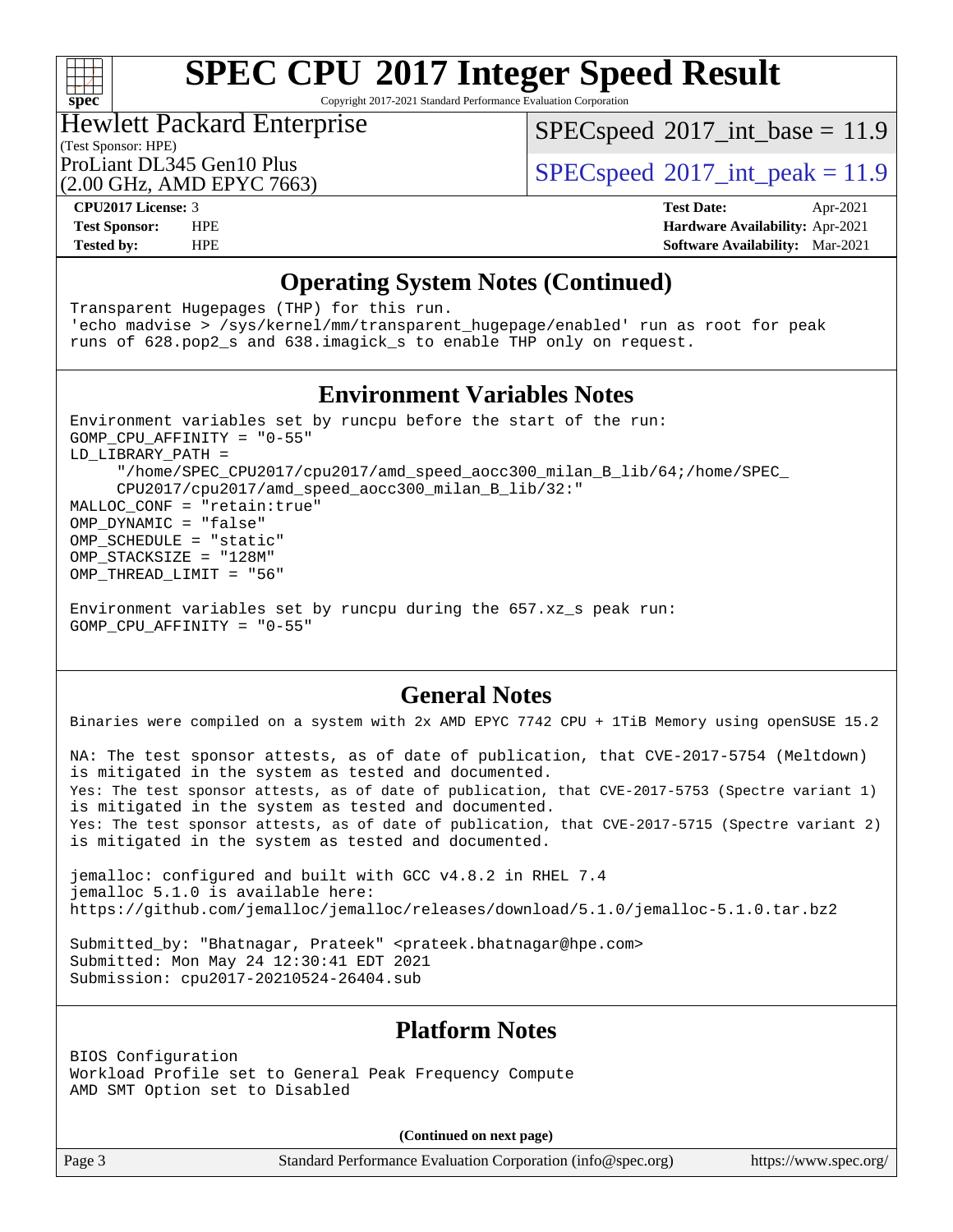## Operating System Notes (Continued)

```
Transparent Hugepages (THP) for this run.
'echo madvise > /sys/kernel/mm/transparent_hugepage/enabled' run as root for peak
runs of 628.pop2_s and 638.imagick_s to enable THP only on request.
```

## Environment Variables Notes

```
Environment variables set by runcpu before the start of the run:
GOMP_CPU_AFFINITY = "0-55"
LD_LIBRARY_PATH =
     "/home/SPEC_CPU2017/cpu2017/amd_speed_aocc300_milan_B_lib/64;/home/SPEC_
     CPU2017/cpu2017/amd_speed_aocc300_milan_B_lib/32:"
MALLOC_CONF = "retain:true"
OMP_DYNAMIC = "false"
OMP_SCHEDULE = "static"
OMP_STACKSIZE = "128M"
OMP_THREAD_LIMIT = "56"

Environment variables set by runcpu during the 657.xz_s peak run:
GOMP_CPU_AFFINITY = "0-55"
```

## General Notes

```
Binaries were compiled on a system with 2x AMD EPYC 7742 CPU + 1TiB Memory using openSUSE 15.2

NA: The test sponsor attests, as of date of publication, that CVE-2017-5754 (Meltdown)
is mitigated in the system as tested and documented.
Yes: The test sponsor attests, as of date of publication, that CVE-2017-5753 (Spectre variant 1)
is mitigated in the system as tested and documented.
Yes: The test sponsor attests, as of date of publication, that CVE-2017-5715 (Spectre variant 2)
is mitigated in the system as tested and documented.

jemalloc: configured and built with GCC v4.8.2 in RHEL 7.4
jemalloc 5.1.0 is available here:
https://github.com/jemalloc/jemalloc/releases/download/5.1.0/jemalloc-5.1.0.tar.bz2

Submitted_by: "Bhatnagar, Prateek" <prateek.bhatnagar@hpe.com>
Submitted: Mon May 24 12:30:41 EDT 2021
Submission: cpu2017-20210524-26404.sub
```

## Platform Notes

```
BIOS Configuration
Workload Profile set to General Peak Frequency Compute
AMD SMT Option set to Disabled
```

**(Continued on next page)**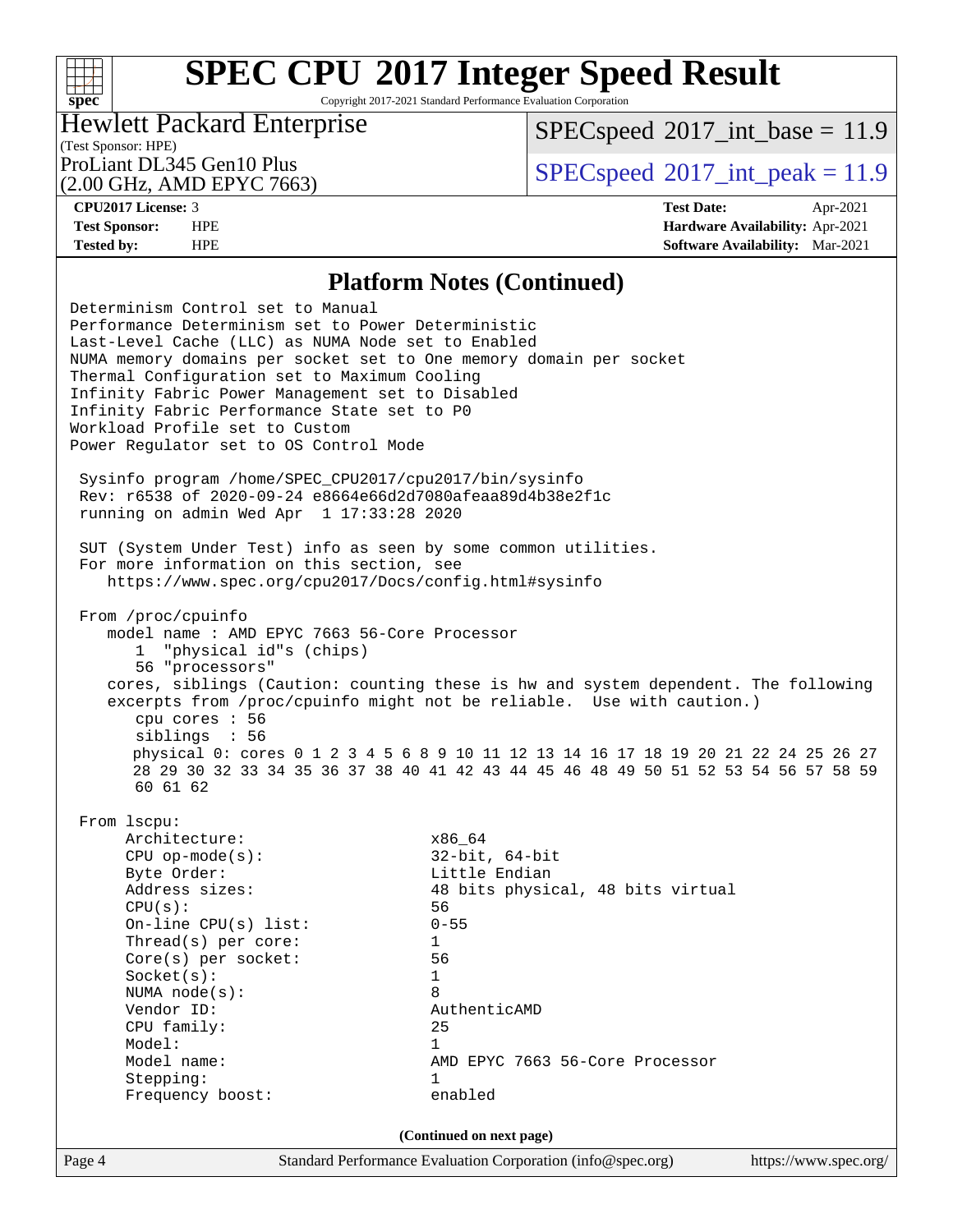## Platform Notes (Continued)

```
Determinism Control set to Manual
Performance Determinism set to Power Deterministic
Last-Level Cache (LLC) as NUMA Node set to Enabled
NUMA memory domains per socket set to One memory domain per socket
Thermal Configuration set to Maximum Cooling
Infinity Fabric Power Management set to Disabled
Infinity Fabric Performance State set to P0
Workload Profile set to Custom
Power Regulator set to OS Control Mode

 Sysinfo program /home/SPEC_CPU2017/cpu2017/bin/sysinfo
 Rev: r6538 of 2020-09-24 e8664e66d2d7080afeaa89d4b38e2f1c
 running on admin Wed Apr  1 17:33:28 2020

 SUT (System Under Test) info as seen by some common utilities.
 For more information on this section, see
    https://www.spec.org/cpu2017/Docs/config.html#sysinfo

 From /proc/cpuinfo
    model name : AMD EPYC 7663 56-Core Processor
       1  "physical id"s (chips)
       56 "processors"
    cores, siblings (Caution: counting these is hw and system dependent. The following
    excerpts from /proc/cpuinfo might not be reliable.  Use with caution.)
       cpu cores : 56
       siblings  : 56
       physical 0: cores 0 1 2 3 4 5 6 8 9 10 11 12 13 14 16 17 18 19 20 21 22 24 25 26 27
       28 29 30 32 33 34 35 36 37 38 40 41 42 43 44 45 46 48 49 50 51 52 53 54 56 57 58 59
       60 61 62

 From lscpu:
      Architecture:                    x86_64
      CPU op-mode(s):                  32-bit, 64-bit
      Byte Order:                      Little Endian
      Address sizes:                   48 bits physical, 48 bits virtual
      CPU(s):                          56
      On-line CPU(s) list:             0-55
      Thread(s) per core:              1
      Core(s) per socket:              56
      Socket(s):                       1
      NUMA node(s):                    8
      Vendor ID:                       AuthenticAMD
      CPU family:                      25
      Model:                           1
      Model name:                      AMD EPYC 7663 56-Core Processor
      Stepping:                        1
      Frequency boost:                 enabled
```

(Continued on next page)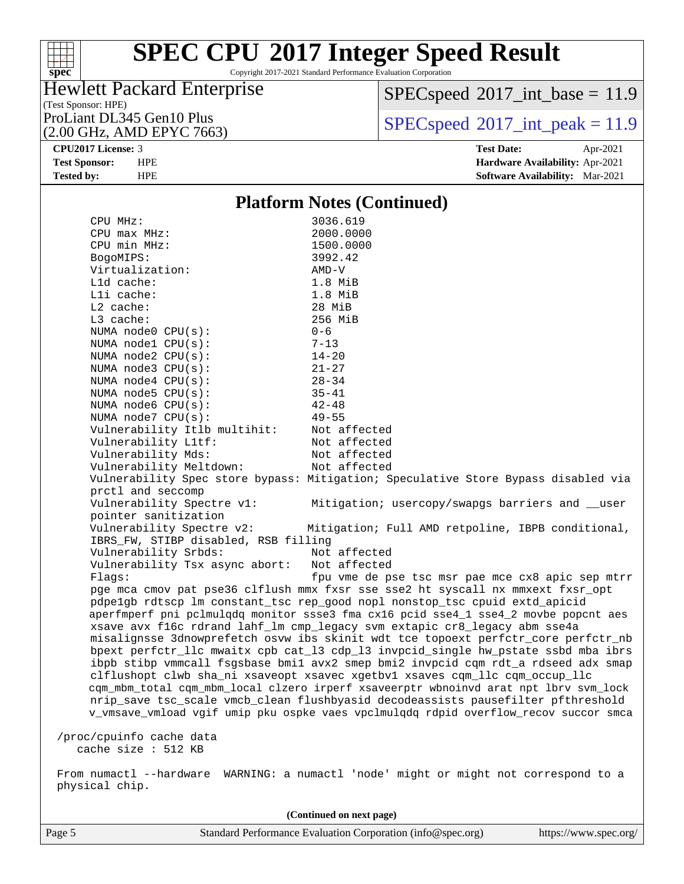## Platform Notes (Continued)

```
CPU MHz:                         3036.619
CPU max MHz:                     2000.0000
CPU min MHz:                     1500.0000
BogoMIPS:                        3992.42
Virtualization:                  AMD-V
L1d cache:                       1.8 MiB
L1i cache:                       1.8 MiB
L2 cache:                        28 MiB
L3 cache:                        256 MiB
NUMA node0 CPU(s):               0-6
NUMA node1 CPU(s):               7-13
NUMA node2 CPU(s):               14-20
NUMA node3 CPU(s):               21-27
NUMA node4 CPU(s):               28-34
NUMA node5 CPU(s):               35-41
NUMA node6 CPU(s):               42-48
NUMA node7 CPU(s):               49-55
Vulnerability Itlb multihit:     Not affected
Vulnerability L1tf:              Not affected
Vulnerability Mds:               Not affected
Vulnerability Meltdown:          Not affected
Vulnerability Spec store bypass: Mitigation; Speculative Store Bypass disabled via
prctl and seccomp
Vulnerability Spectre v1:        Mitigation; usercopy/swapgs barriers and __user
pointer sanitization
Vulnerability Spectre v2:        Mitigation; Full AMD retpoline, IBPB conditional,
IBRS_FW, STIBP disabled, RSB filling
Vulnerability Srbds:             Not affected
Vulnerability Tsx async abort:   Not affected
Flags:                           fpu vme de pse tsc msr pae mce cx8 apic sep mtrr
pge mca cmov pat pse36 clflush mmx fxsr sse sse2 ht syscall nx mmxext fxsr_opt
pdpe1gb rdtscp lm constant_tsc rep_good nopl nonstop_tsc cpuid extd_apicid
aperfmperf pni pclmulqdq monitor ssse3 fma cx16 pcid sse4_1 sse4_2 movbe popcnt aes
xsave avx f16c rdrand lahf_lm cmp_legacy svm extapic cr8_legacy abm sse4a
misalignsse 3dnowprefetch osvw ibs skinit wdt tce topoext perfctr_core perfctr_nb
bpext perfctr_llc mwaitx cpb cat_l3 cdp_l3 invpcid_single hw_pstate ssbd mba ibrs
ibpb stibp vmmcall fsgsbase bmi1 avx2 smep bmi2 invpcid cqm rdt_a rdseed adx smap
clflushopt clwb sha_ni xsaveopt xsavec xgetbv1 xsaves cqm_llc cqm_occup_llc
cqm_mbm_total cqm_mbm_local clzero irperf xsaveerptr wbnoinvd arat npt lbrv svm_lock
nrip_save tsc_scale vmcb_clean flushbyasid decodeassists pausefilter pfthreshold
v_vmsave_vmload vgif umip pku ospke vaes vpclmulqdq rdpid overflow_recov succor smca

/proc/cpuinfo cache data
   cache size : 512 KB

From numactl --hardware  WARNING: a numactl 'node' might or might not correspond to a
physical chip.
```

(Continued on next page)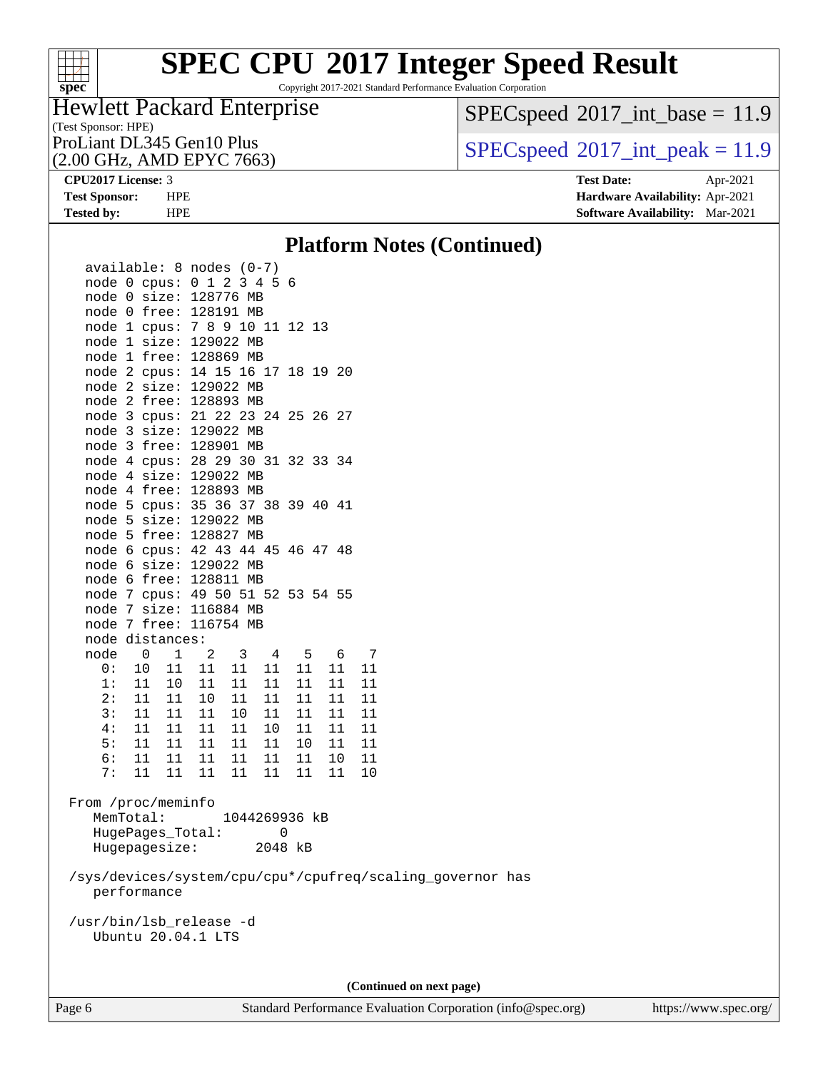# SPEC CPU 2017 Integer Speed Result

Copyright 2017-2021 Standard Performance Evaluation Corporation

**Hewlett Packard Enterprise**
(Test Sponsor: HPE)
ProLiant DL345 Gen10 Plus
(2.00 GHz, AMD EPYC 7663)

SPECspeed 2017_int_base = 11.9

SPECspeed 2017_int_peak = 11.9

**CPU2017 License:** 3
**Test Sponsor:** HPE
**Tested by:** HPE

**Test Date:** Apr-2021
**Hardware Availability:** Apr-2021
**Software Availability:** Mar-2021

## Platform Notes (Continued)

```
   available: 8 nodes (0-7)
   node 0 cpus: 0 1 2 3 4 5 6
   node 0 size: 128776 MB
   node 0 free: 128191 MB
   node 1 cpus: 7 8 9 10 11 12 13
   node 1 size: 129022 MB
   node 1 free: 128869 MB
   node 2 cpus: 14 15 16 17 18 19 20
   node 2 size: 129022 MB
   node 2 free: 128893 MB
   node 3 cpus: 21 22 23 24 25 26 27
   node 3 size: 129022 MB
   node 3 free: 128901 MB
   node 4 cpus: 28 29 30 31 32 33 34
   node 4 size: 129022 MB
   node 4 free: 128893 MB
   node 5 cpus: 35 36 37 38 39 40 41
   node 5 size: 129022 MB
   node 5 free: 128827 MB
   node 6 cpus: 42 43 44 45 46 47 48
   node 6 size: 129022 MB
   node 6 free: 128811 MB
   node 7 cpus: 49 50 51 52 53 54 55
   node 7 size: 116884 MB
   node 7 free: 116754 MB
   node distances:
   node   0   1   2   3   4   5   6   7
     0:  10  11  11  11  11  11  11  11
     1:  11  10  11  11  11  11  11  11
     2:  11  11  10  11  11  11  11  11
     3:  11  11  11  10  11  11  11  11
     4:  11  11  11  11  10  11  11  11
     5:  11  11  11  11  11  10  11  11
     6:  11  11  11  11  11  11  10  11
     7:  11  11  11  11  11  11  11  10

 From /proc/meminfo
    MemTotal:       1044269936 kB
    HugePages_Total:       0
    Hugepagesize:       2048 kB

 /sys/devices/system/cpu/cpu*/cpufreq/scaling_governor has
    performance

 /usr/bin/lsb_release -d
    Ubuntu 20.04.1 LTS
```

**(Continued on next page)**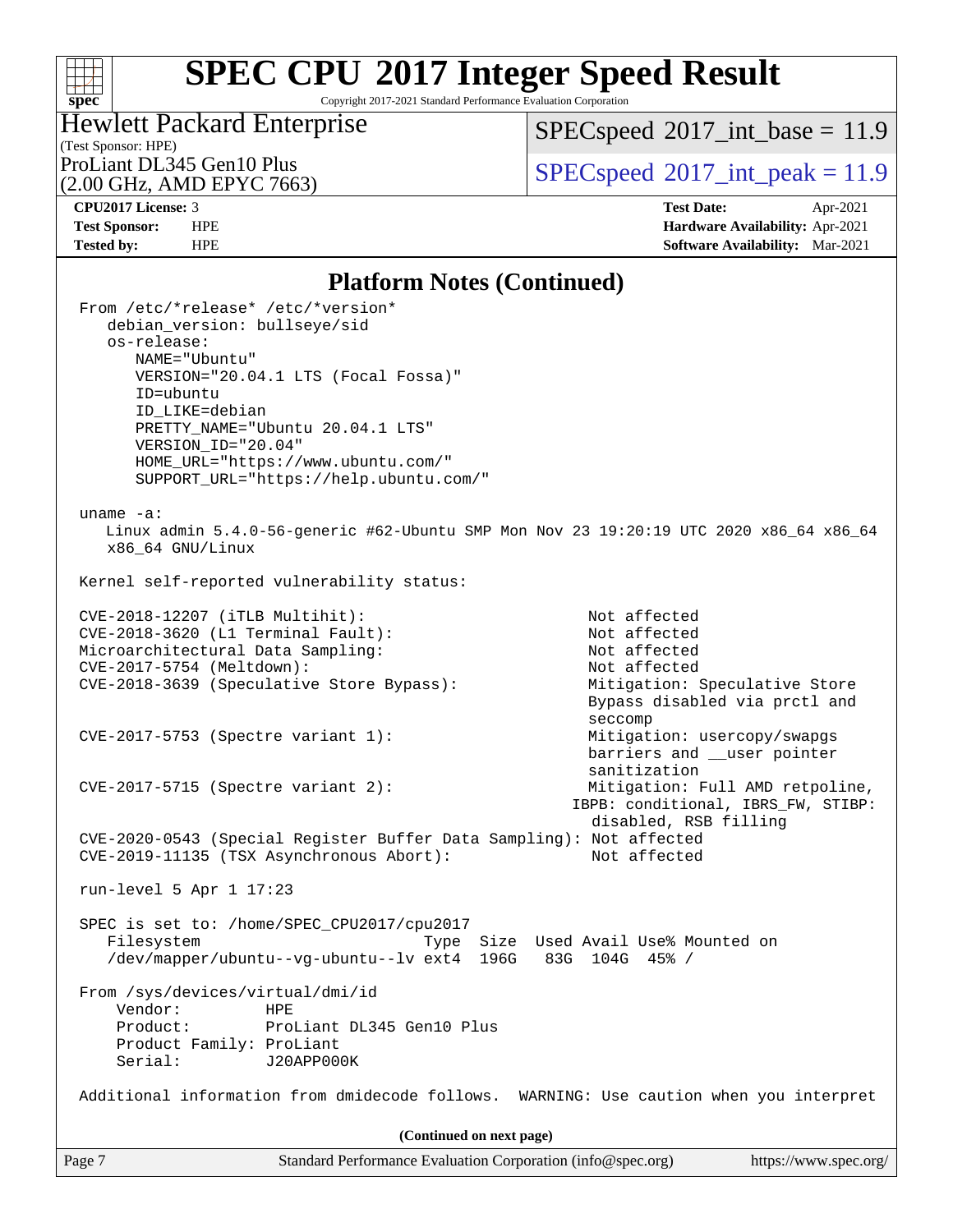## Platform Notes (Continued)

```
From /etc/*release* /etc/*version*
   debian_version: bullseye/sid
   os-release:
      NAME="Ubuntu"
      VERSION="20.04.1 LTS (Focal Fossa)"
      ID=ubuntu
      ID_LIKE=debian
      PRETTY_NAME="Ubuntu 20.04.1 LTS"
      VERSION_ID="20.04"
      HOME_URL="https://www.ubuntu.com/"
      SUPPORT_URL="https://help.ubuntu.com/"

uname -a:
   Linux admin 5.4.0-56-generic #62-Ubuntu SMP Mon Nov 23 19:20:19 UTC 2020 x86_64 x86_64
   x86_64 GNU/Linux

Kernel self-reported vulnerability status:

CVE-2018-12207 (iTLB Multihit):                          Not affected
CVE-2018-3620 (L1 Terminal Fault):                       Not affected
Microarchitectural Data Sampling:                        Not affected
CVE-2017-5754 (Meltdown):                                Not affected
CVE-2018-3639 (Speculative Store Bypass):                Mitigation: Speculative Store
                                                         Bypass disabled via prctl and
                                                         seccomp
CVE-2017-5753 (Spectre variant 1):                       Mitigation: usercopy/swapgs
                                                         barriers and __user pointer
                                                         sanitization
CVE-2017-5715 (Spectre variant 2):                       Mitigation: Full AMD retpoline,
                                                       IBPB: conditional, IBRS_FW, STIBP:
                                                         disabled, RSB filling
CVE-2020-0543 (Special Register Buffer Data Sampling): Not affected
CVE-2019-11135 (TSX Asynchronous Abort):                Not affected

run-level 5 Apr 1 17:23

SPEC is set to: /home/SPEC_CPU2017/cpu2017
   Filesystem                        Type  Size  Used Avail Use% Mounted on
   /dev/mapper/ubuntu--vg-ubuntu--lv ext4  196G   83G  104G  45% /

From /sys/devices/virtual/dmi/id
    Vendor:         HPE
    Product:        ProLiant DL345 Gen10 Plus
    Product Family: ProLiant
    Serial:         J20APP000K

Additional information from dmidecode follows.  WARNING: Use caution when you interpret
```

(Continued on next page)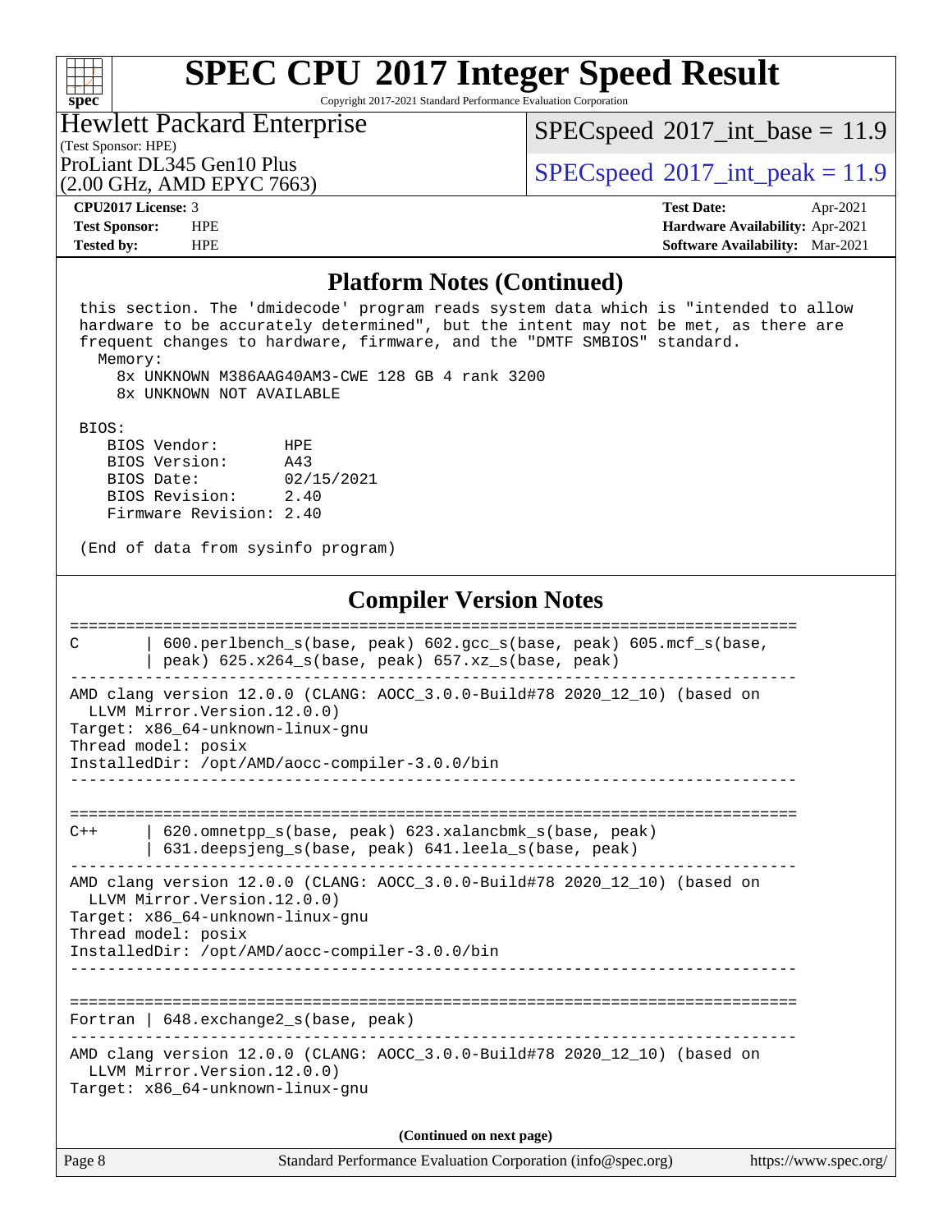## Platform Notes (Continued)

```
 this section. The 'dmidecode' program reads system data which is "intended to allow
 hardware to be accurately determined", but the intent may not be met, as there are
 frequent changes to hardware, firmware, and the "DMTF SMBIOS" standard.
   Memory:
     8x UNKNOWN M386AAG40AM3-CWE 128 GB 4 rank 3200
     8x UNKNOWN NOT AVAILABLE

 BIOS:
    BIOS Vendor:       HPE
    BIOS Version:      A43
    BIOS Date:         02/15/2021
    BIOS Revision:     2.40
    Firmware Revision: 2.40

 (End of data from sysinfo program)
```

## Compiler Version Notes

```
==============================================================================
C       | 600.perlbench_s(base, peak) 602.gcc_s(base, peak) 605.mcf_s(base,
        | peak) 625.x264_s(base, peak) 657.xz_s(base, peak)
------------------------------------------------------------------------------
AMD clang version 12.0.0 (CLANG: AOCC_3.0.0-Build#78 2020_12_10) (based on
  LLVM Mirror.Version.12.0.0)
Target: x86_64-unknown-linux-gnu
Thread model: posix
InstalledDir: /opt/AMD/aocc-compiler-3.0.0/bin
------------------------------------------------------------------------------

==============================================================================
C++     | 620.omnetpp_s(base, peak) 623.xalancbmk_s(base, peak)
        | 631.deepsjeng_s(base, peak) 641.leela_s(base, peak)
------------------------------------------------------------------------------
AMD clang version 12.0.0 (CLANG: AOCC_3.0.0-Build#78 2020_12_10) (based on
  LLVM Mirror.Version.12.0.0)
Target: x86_64-unknown-linux-gnu
Thread model: posix
InstalledDir: /opt/AMD/aocc-compiler-3.0.0/bin
------------------------------------------------------------------------------

==============================================================================
Fortran | 648.exchange2_s(base, peak)
------------------------------------------------------------------------------
AMD clang version 12.0.0 (CLANG: AOCC_3.0.0-Build#78 2020_12_10) (based on
  LLVM Mirror.Version.12.0.0)
Target: x86_64-unknown-linux-gnu
```

(Continued on next page)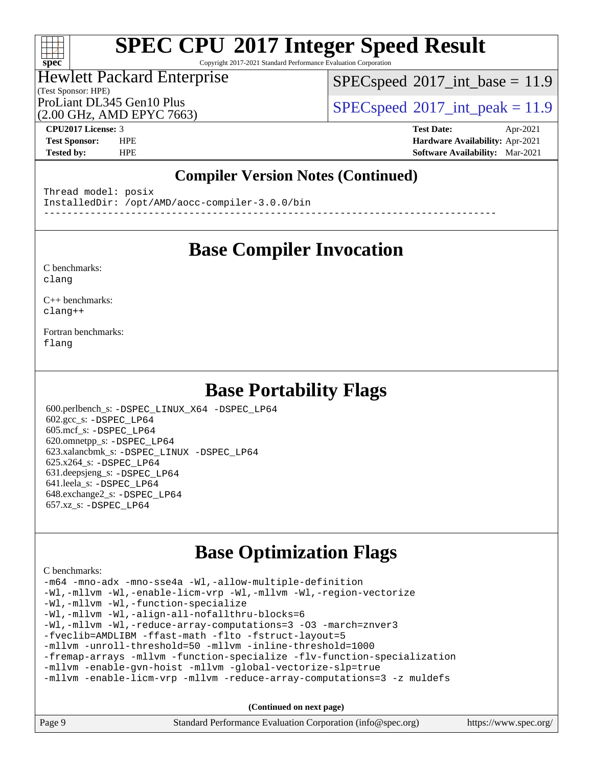# SPEC CPU 2017 Integer Speed Result

Copyright 2017-2021 Standard Performance Evaluation Corporation

Hewlett Packard Enterprise
(Test Sponsor: HPE)
ProLiant DL345 Gen10 Plus
(2.00 GHz, AMD EPYC 7663)

SPECspeed 2017_int_base = 11.9
SPECspeed 2017_int_peak = 11.9

**CPU2017 License:** 3
**Test Sponsor:** HPE
**Tested by:** HPE

**Test Date:** Apr-2021
**Hardware Availability:** Apr-2021
**Software Availability:** Mar-2021

## Compiler Version Notes (Continued)

```
Thread model: posix
InstalledDir: /opt/AMD/aocc-compiler-3.0.0/bin
------------------------------------------------------------------------------
```

## Base Compiler Invocation

C benchmarks:
clang

C++ benchmarks:
clang++

Fortran benchmarks:
flang

## Base Portability Flags

600.perlbench_s: -DSPEC_LINUX_X64 -DSPEC_LP64
602.gcc_s: -DSPEC_LP64
605.mcf_s: -DSPEC_LP64
620.omnetpp_s: -DSPEC_LP64
623.xalancbmk_s: -DSPEC_LINUX -DSPEC_LP64
625.x264_s: -DSPEC_LP64
631.deepsjeng_s: -DSPEC_LP64
641.leela_s: -DSPEC_LP64
648.exchange2_s: -DSPEC_LP64
657.xz_s: -DSPEC_LP64

## Base Optimization Flags

C benchmarks:

```
-m64 -mno-adx -mno-sse4a -Wl,-allow-multiple-definition
-Wl,-mllvm -Wl,-enable-licm-vrp -Wl,-mllvm -Wl,-region-vectorize
-Wl,-mllvm -Wl,-function-specialize
-Wl,-mllvm -Wl,-align-all-nofallthru-blocks=6
-Wl,-mllvm -Wl,-reduce-array-computations=3 -O3 -march=znver3
-fveclib=AMDLIBM -ffast-math -flto -fstruct-layout=5
-mllvm -unroll-threshold=50 -mllvm -inline-threshold=1000
-fremap-arrays -mllvm -function-specialize -flv-function-specialization
-mllvm -enable-gvn-hoist -mllvm -global-vectorize-slp=true
-mllvm -enable-licm-vrp -mllvm -reduce-array-computations=3 -z muldefs
```

**(Continued on next page)**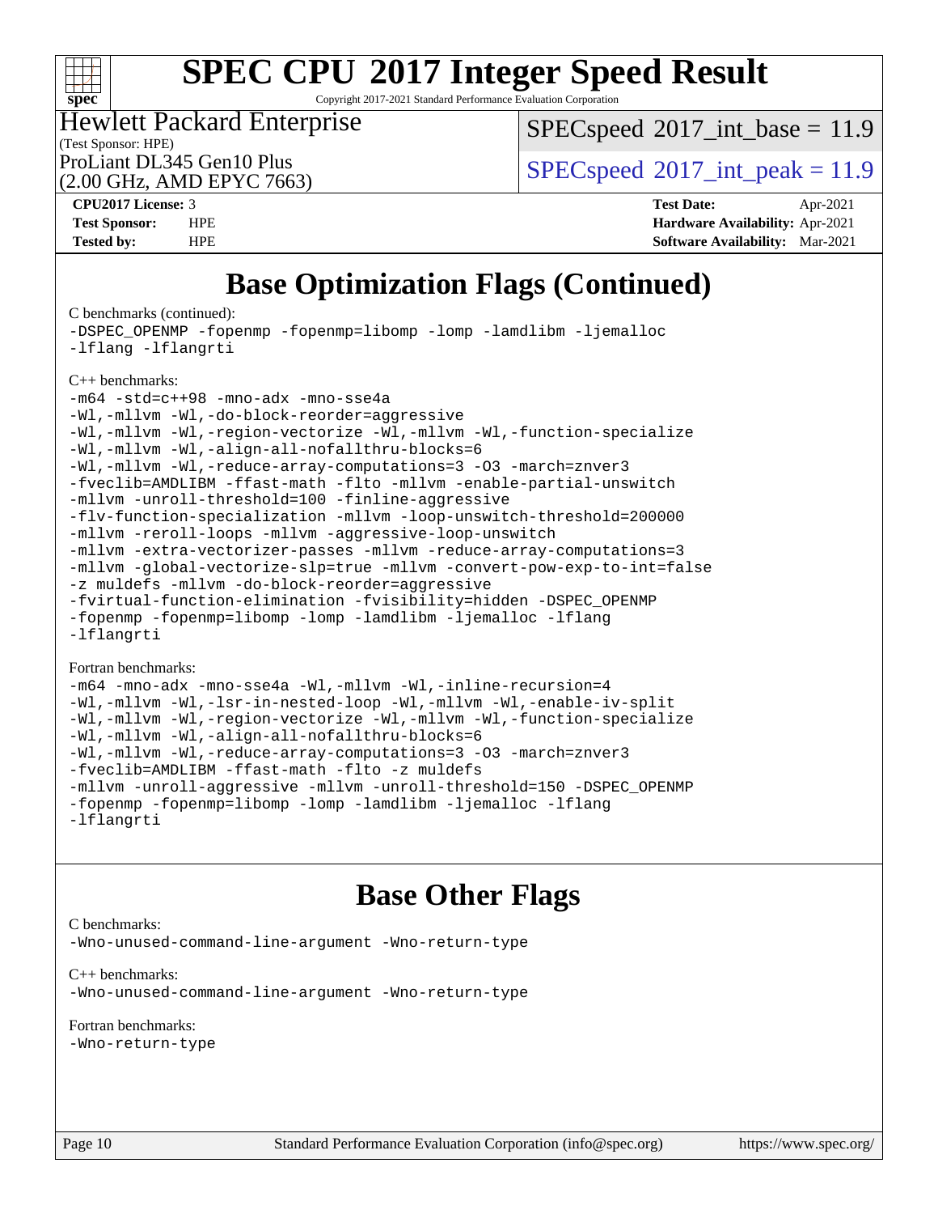# Base Optimization Flags (Continued)

C benchmarks (continued):

```
-DSPEC_OPENMP -fopenmp -fopenmp=libomp -lomp -lamdlibm -ljemalloc
-lflang -lflangrti
```

C++ benchmarks:

```
-m64 -std=c++98 -mno-adx -mno-sse4a
-Wl,-mllvm -Wl,-do-block-reorder=aggressive
-Wl,-mllvm -Wl,-region-vectorize -Wl,-mllvm -Wl,-function-specialize
-Wl,-mllvm -Wl,-align-all-nofallthru-blocks=6
-Wl,-mllvm -Wl,-reduce-array-computations=3 -O3 -march=znver3
-fveclib=AMDLIBM -ffast-math -flto -mllvm -enable-partial-unswitch
-mllvm -unroll-threshold=100 -finline-aggressive
-flv-function-specialization -mllvm -loop-unswitch-threshold=200000
-mllvm -reroll-loops -mllvm -aggressive-loop-unswitch
-mllvm -extra-vectorizer-passes -mllvm -reduce-array-computations=3
-mllvm -global-vectorize-slp=true -mllvm -convert-pow-exp-to-int=false
-z muldefs -mllvm -do-block-reorder=aggressive
-fvirtual-function-elimination -fvisibility=hidden -DSPEC_OPENMP
-fopenmp -fopenmp=libomp -lomp -lamdlibm -ljemalloc -lflang
-lflangrti
```

Fortran benchmarks:

```
-m64 -mno-adx -mno-sse4a -Wl,-mllvm -Wl,-inline-recursion=4
-Wl,-mllvm -Wl,-lsr-in-nested-loop -Wl,-mllvm -Wl,-enable-iv-split
-Wl,-mllvm -Wl,-region-vectorize -Wl,-mllvm -Wl,-function-specialize
-Wl,-mllvm -Wl,-align-all-nofallthru-blocks=6
-Wl,-mllvm -Wl,-reduce-array-computations=3 -O3 -march=znver3
-fveclib=AMDLIBM -ffast-math -flto -z muldefs
-mllvm -unroll-aggressive -mllvm -unroll-threshold=150 -DSPEC_OPENMP
-fopenmp -fopenmp=libomp -lomp -lamdlibm -ljemalloc -lflang
-lflangrti
```

# Base Other Flags

C benchmarks:

```
-Wno-unused-command-line-argument -Wno-return-type
```

C++ benchmarks:

```
-Wno-unused-command-line-argument -Wno-return-type
```

Fortran benchmarks:

```
-Wno-return-type
```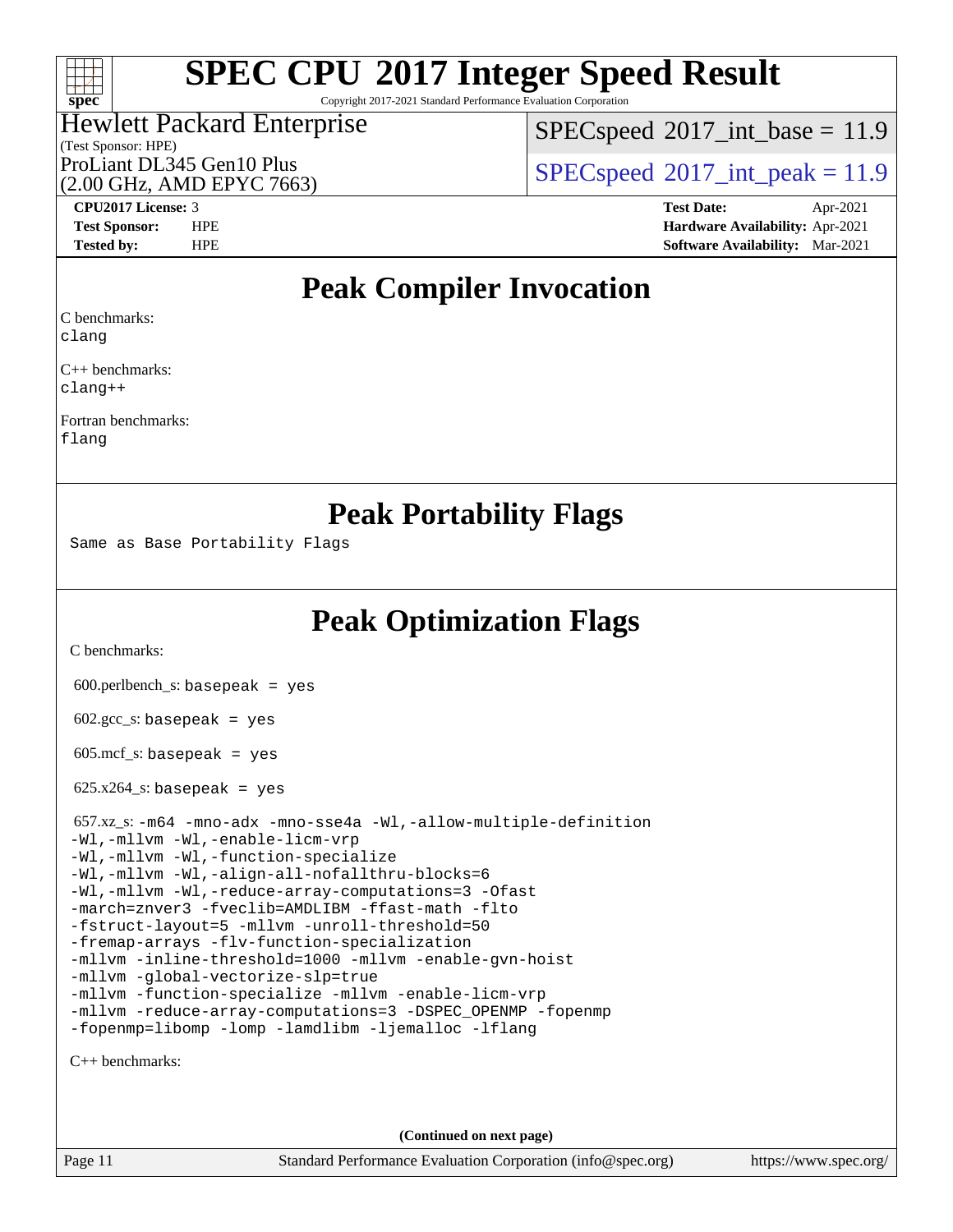# SPEC CPU 2017 Integer Speed Result

Copyright 2017-2021 Standard Performance Evaluation Corporation

Hewlett Packard Enterprise
(Test Sponsor: HPE)
ProLiant DL345 Gen10 Plus
(2.00 GHz, AMD EPYC 7663)

SPECspeed 2017_int_base = 11.9

SPECspeed 2017_int_peak = 11.9

| | | | |
|---|---|---|---|
| **CPU2017 License:** | 3 | **Test Date:** | Apr-2021 |
| **Test Sponsor:** | HPE | **Hardware Availability:** | Apr-2021 |
| **Tested by:** | HPE | **Software Availability:** | Mar-2021 |

## Peak Compiler Invocation

C benchmarks:
`clang`

C++ benchmarks:
`clang++`

Fortran benchmarks:
`flang`

## Peak Portability Flags

Same as Base Portability Flags

## Peak Optimization Flags

C benchmarks:

600.perlbench_s: `basepeak = yes`

602.gcc_s: `basepeak = yes`

605.mcf_s: `basepeak = yes`

625.x264_s: `basepeak = yes`

657.xz_s: `-m64 -mno-adx -mno-sse4a -Wl,-allow-multiple-definition -Wl,-mllvm -Wl,-enable-licm-vrp -Wl,-mllvm -Wl,-function-specialize -Wl,-mllvm -Wl,-align-all-nofallthru-blocks=6 -Wl,-mllvm -Wl,-reduce-array-computations=3 -Ofast -march=znver3 -fveclib=AMDLIBM -ffast-math -flto -fstruct-layout=5 -mllvm -unroll-threshold=50 -fremap-arrays -flv-function-specialization -mllvm -inline-threshold=1000 -mllvm -enable-gvn-hoist -mllvm -global-vectorize-slp=true -mllvm -function-specialize -mllvm -enable-licm-vrp -mllvm -reduce-array-computations=3 -DSPEC_OPENMP -fopenmp -fopenmp=libomp -lomp -lamdlibm -ljemalloc -lflang`

C++ benchmarks:

(Continued on next page)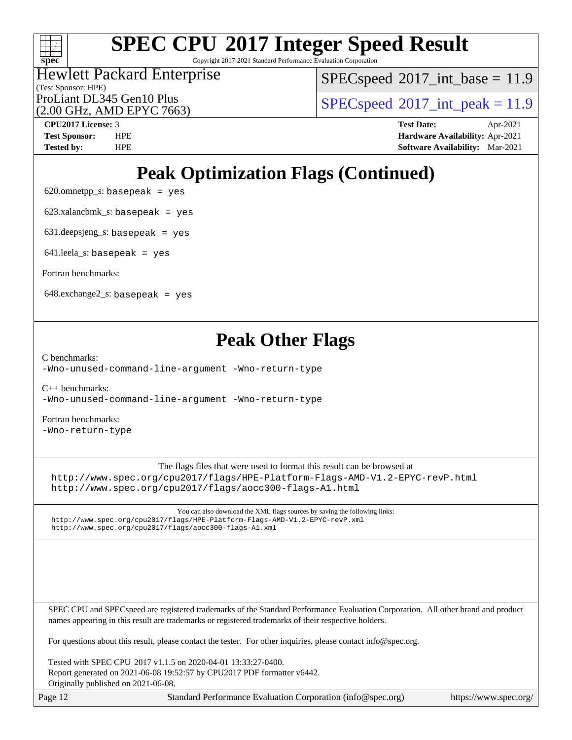# Peak Optimization Flags (Continued)

620.omnetpp_s: `basepeak = yes`

623.xalancbmk_s: `basepeak = yes`

631.deepsjeng_s: `basepeak = yes`

641.leela_s: `basepeak = yes`

Fortran benchmarks:

648.exchange2_s: `basepeak = yes`

# Peak Other Flags

C benchmarks:
`-Wno-unused-command-line-argument -Wno-return-type`

C++ benchmarks:
`-Wno-unused-command-line-argument -Wno-return-type`

Fortran benchmarks:
`-Wno-return-type`

The flags files that were used to format this result can be browsed at
http://www.spec.org/cpu2017/flags/HPE-Platform-Flags-AMD-V1.2-EPYC-revP.html
http://www.spec.org/cpu2017/flags/aocc300-flags-A1.html

You can also download the XML flags sources by saving the following links:
http://www.spec.org/cpu2017/flags/HPE-Platform-Flags-AMD-V1.2-EPYC-revP.xml
http://www.spec.org/cpu2017/flags/aocc300-flags-A1.xml

SPEC CPU and SPECspeed are registered trademarks of the Standard Performance Evaluation Corporation. All other brand and product names appearing in this result are trademarks or registered trademarks of their respective holders.

For questions about this result, please contact the tester. For other inquiries, please contact info@spec.org.

Tested with SPEC CPU 2017 v1.1.5 on 2020-04-01 13:33:27-0400.
Report generated on 2021-06-08 19:52:57 by CPU2017 PDF formatter v6442.
Originally published on 2021-06-08.